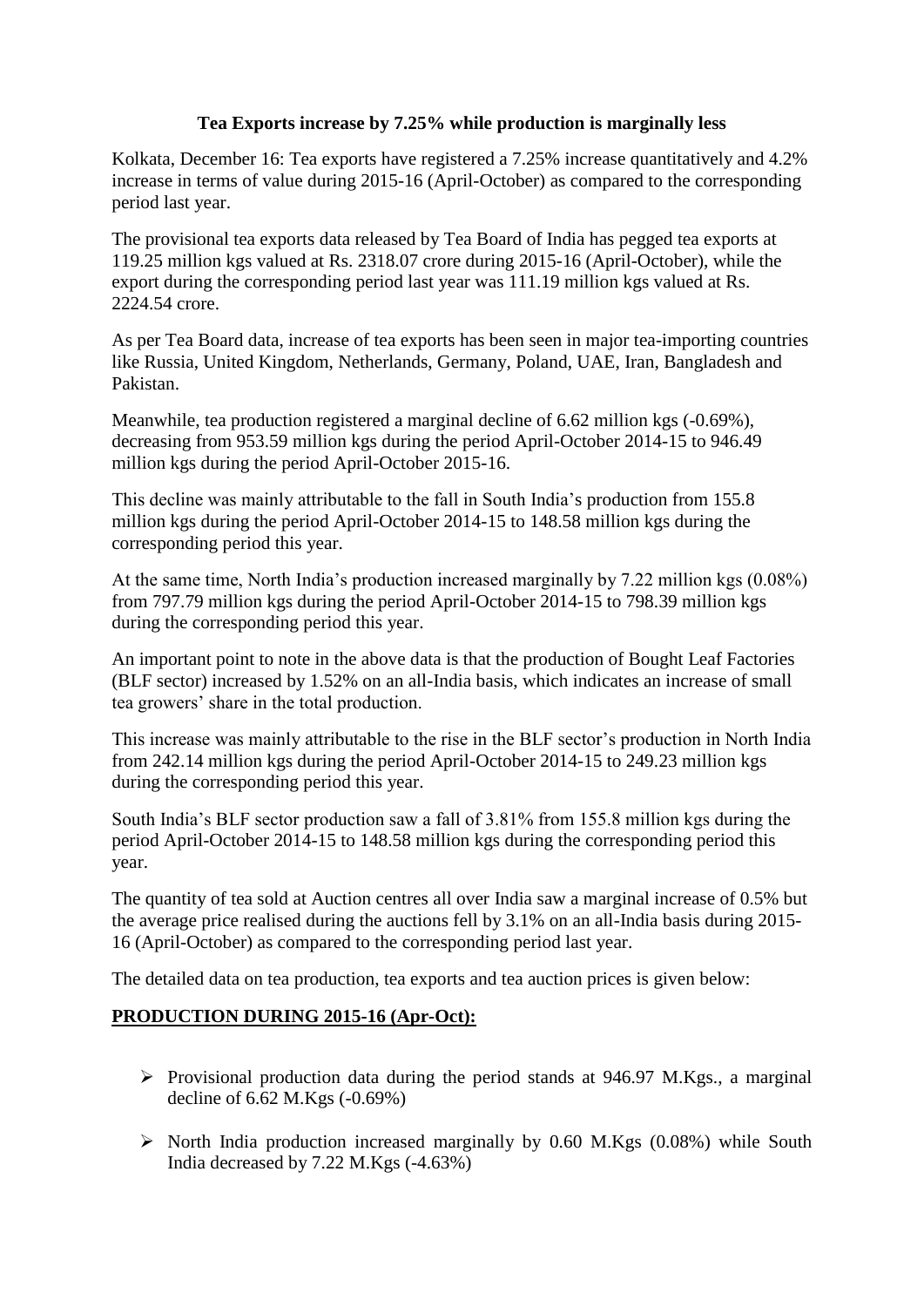**Tea Exports increase by 7.25% while production is marginally less**

Kolkata, December 16: Tea exports have registered a 7.25% increase quantitatively and 4.2% increase in terms of value during 2015-16 (April-October) as compared to the corresponding period last year.

The provisional tea exports data released by Tea Board of India has pegged tea exports at 119.25 million kgs valued at Rs. 2318.07 crore during 2015-16 (April-October), while the export during the corresponding period last year was 111.19 million kgs valued at Rs. 2224.54 crore.

As per Tea Board data, increase of tea exports has been seen in major tea-importing countries like Russia, United Kingdom, Netherlands, Germany, Poland, UAE, Iran, Bangladesh and Pakistan.

Meanwhile, tea production registered a marginal decline of 6.62 million kgs (-0.69%), decreasing from 953.59 million kgs during the period April-October 2014-15 to 946.49 million kgs during the period April-October 2015-16.

This decline was mainly attributable to the fall in South India's production from 155.8 million kgs during the period April-October 2014-15 to 148.58 million kgs during the corresponding period this year.

At the same time, North India's production increased marginally by 7.22 million kgs (0.08%) from 797.79 million kgs during the period April-October 2014-15 to 798.39 million kgs during the corresponding period this year.

An important point to note in the above data is that the production of Bought Leaf Factories (BLF sector) increased by 1.52% on an all-India basis, which indicates an increase of small tea growers' share in the total production.

This increase was mainly attributable to the rise in the BLF sector's production in North India from 242.14 million kgs during the period April-October 2014-15 to 249.23 million kgs during the corresponding period this year.

South India's BLF sector production saw a fall of 3.81% from 155.8 million kgs during the period April-October 2014-15 to 148.58 million kgs during the corresponding period this year.

The quantity of tea sold at Auction centres all over India saw a marginal increase of 0.5% but the average price realised during the auctions fell by 3.1% on an all-India basis during 2015-16 (April-October) as compared to the corresponding period last year.

The detailed data on tea production, tea exports and tea auction prices is given below:

**PRODUCTION DURING 2015-16 (Apr-Oct):**

- Provisional production data during the period stands at 946.97 M.Kgs., a marginal decline of 6.62 M.Kgs (-0.69%)
- North India production increased marginally by 0.60 M.Kgs (0.08%) while South India decreased by 7.22 M.Kgs (-4.63%)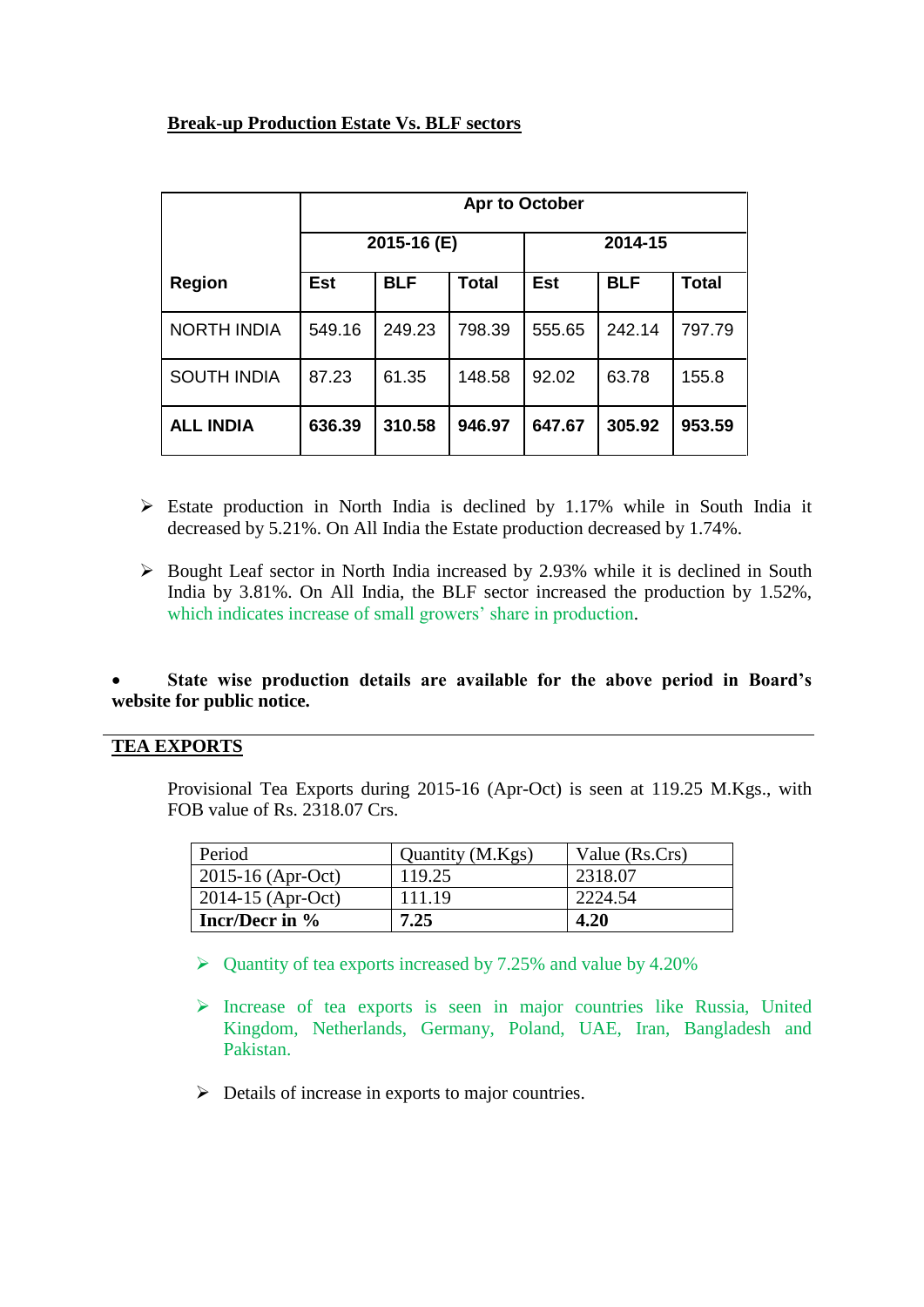**Break-up Production Estate Vs. BLF sectors**

| Region | Apr to October | | | | | |
|---|---|---|---|---|---|---|
| | 2015-16 (E) | | | 2014-15 | | |
| | Est | BLF | Total | Est | BLF | Total |
| NORTH INDIA | 549.16 | 249.23 | 798.39 | 555.65 | 242.14 | 797.79 |
| SOUTH INDIA | 87.23 | 61.35 | 148.58 | 92.02 | 63.78 | 155.8 |
| **ALL INDIA** | **636.39** | **310.58** | **946.97** | **647.67** | **305.92** | **953.59** |

- Estate production in North India is declined by 1.17% while in South India it decreased by 5.21%. On All India the Estate production decreased by 1.74%.
- Bought Leaf sector in North India increased by 2.93% while it is declined in South India by 3.81%. On All India, the BLF sector increased the production by 1.52%, which indicates increase of small growers' share in production.

- **State wise production details are available for the above period in Board's website for public notice.**

---

## TEA EXPORTS

Provisional Tea Exports during 2015-16 (Apr-Oct) is seen at 119.25 M.Kgs., with FOB value of Rs. 2318.07 Crs.

| Period | Quantity (M.Kgs) | Value (Rs.Crs) |
|---|---|---|
| 2015-16 (Apr-Oct) | 119.25 | 2318.07 |
| 2014-15 (Apr-Oct) | 111.19 | 2224.54 |
| **Incr/Decr in %** | **7.25** | **4.20** |

- Quantity of tea exports increased by 7.25% and value by 4.20%
- Increase of tea exports is seen in major countries like Russia, United Kingdom, Netherlands, Germany, Poland, UAE, Iran, Bangladesh and Pakistan.
- Details of increase in exports to major countries.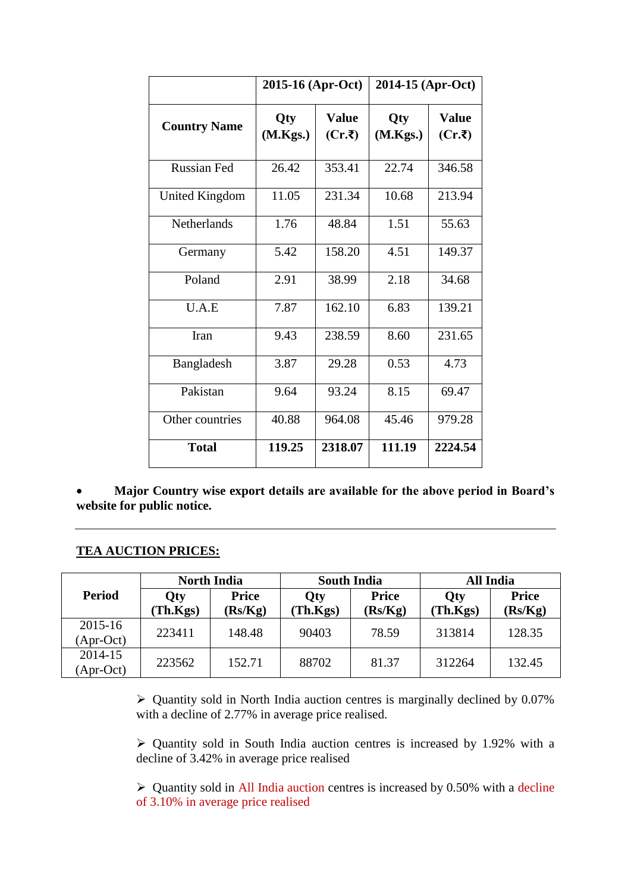| | 2015-16 (Apr-Oct) | | 2014-15 (Apr-Oct) | |
|---|---|---|---|---|
| **Country Name** | **Qty (M.Kgs.)** | **Value (Cr.₹)** | **Qty (M.Kgs.)** | **Value (Cr.₹)** |
| Russian Fed | 26.42 | 353.41 | 22.74 | 346.58 |
| United Kingdom | 11.05 | 231.34 | 10.68 | 213.94 |
| Netherlands | 1.76 | 48.84 | 1.51 | 55.63 |
| Germany | 5.42 | 158.20 | 4.51 | 149.37 |
| Poland | 2.91 | 38.99 | 2.18 | 34.68 |
| U.A.E | 7.87 | 162.10 | 6.83 | 139.21 |
| Iran | 9.43 | 238.59 | 8.60 | 231.65 |
| Bangladesh | 3.87 | 29.28 | 0.53 | 4.73 |
| Pakistan | 9.64 | 93.24 | 8.15 | 69.47 |
| Other countries | 40.88 | 964.08 | 45.46 | 979.28 |
| **Total** | **119.25** | **2318.07** | **111.19** | **2224.54** |

- **Major Country wise export details are available for the above period in Board's website for public notice.**

---

**TEA AUCTION PRICES:**

| **Period** | **North India** | | **South India** | | **All India** | |
|---|---|---|---|---|---|---|
| | **Qty (Th.Kgs)** | **Price (Rs/Kg)** | **Qty (Th.Kgs)** | **Price (Rs/Kg)** | **Qty (Th.Kgs)** | **Price (Rs/Kg)** |
| 2015-16 (Apr-Oct) | 223411 | 148.48 | 90403 | 78.59 | 313814 | 128.35 |
| 2014-15 (Apr-Oct) | 223562 | 152.71 | 88702 | 81.37 | 312264 | 132.45 |

- Quantity sold in North India auction centres is marginally declined by 0.07% with a decline of 2.77% in average price realised.

- Quantity sold in South India auction centres is increased by 1.92% with a decline of 3.42% in average price realised

- Quantity sold in All India auction centres is increased by 0.50% with a decline of 3.10% in average price realised